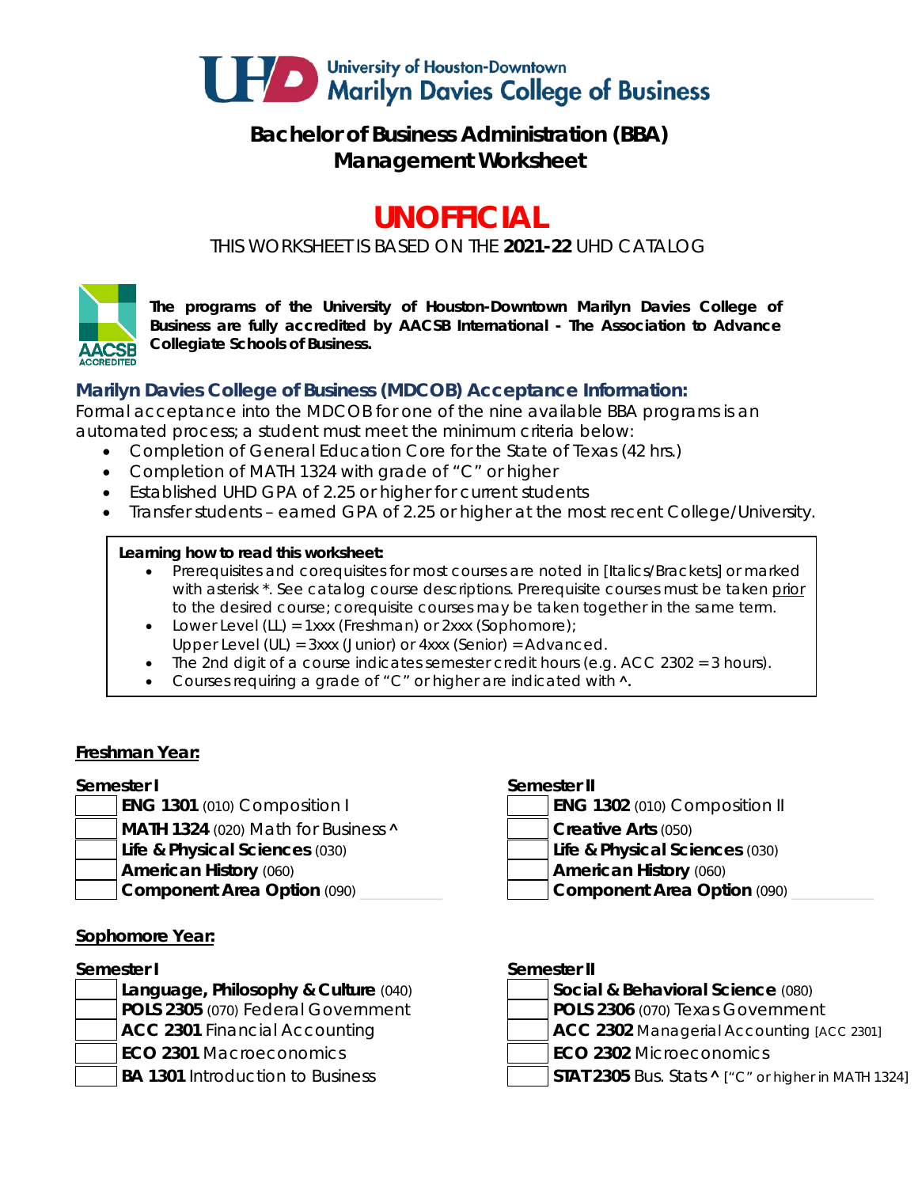University of Houston-Downtown
Marilyn Davies College of Business

# Bachelor of Business Administration (BBA) Management Worksheet

## UNOFFICIAL

THIS WORKSHEET IS BASED ON THE **2021-22** UHD CATALOG

**The programs of the University of Houston-Downtown Marilyn Davies College of Business are fully accredited by AACSB International - The Association to Advance Collegiate Schools of Business.**

### Marilyn Davies College of Business (MDCOB) Acceptance Information:

Formal acceptance into the MDCOB for one of the nine available BBA programs is an automated process; a student must meet the minimum criteria below:

- Completion of General Education Core for the State of Texas (42 hrs.)
- Completion of MATH 1324 with grade of "C" or higher
- Established UHD GPA of 2.25 or higher for current students
- Transfer students – earned GPA of 2.25 or higher at the most recent College/University.

**Learning how to read this worksheet:**

- *Prerequisites and corequisites for most courses are noted in [Italics/Brackets] or marked with asterisk *. See catalog course descriptions. Prerequisite courses must be taken prior to the desired course; corequisite courses may be taken together in the same term.*
- *Lower Level (LL) = 1xxx (Freshman) or 2xxx (Sophomore); Upper Level (UL) = 3xxx (Junior) or 4xxx (Senior) = Advanced.*
- *The 2nd digit of a course indicates semester credit hours (e.g. ACC 2302 = 3 hours).*
- *Courses requiring a grade of "C" or higher are indicated with ^.*

## Freshman Year:

**Semester I**

- [ ] **ENG 1301** (010) Composition I
- [ ] **MATH 1324** (020) Math for Business ^
- [ ] **Life & Physical Sciences** (030)
- [ ] **American History** (060)
- [ ] **Component Area Option** (090)

**Semester II**

- [ ] **ENG 1302** (010) Composition II
- [ ] **Creative Arts** (050)
- [ ] **Life & Physical Sciences** (030)
- [ ] **American History** (060)
- [ ] **Component Area Option** (090)

## Sophomore Year:

**Semester I**

- [ ] **Language, Philosophy & Culture** (040)
- [ ] **POLS 2305** (070) Federal Government
- [ ] **ACC 2301** Financial Accounting
- [ ] **ECO 2301** Macroeconomics
- [ ] **BA 1301** Introduction to Business

**Semester II**

- [ ] **Social & Behavioral Science** (080)
- [ ] **POLS 2306** (070) Texas Government
- [ ] **ACC 2302** Managerial Accounting [ACC 2301]
- [ ] **ECO 2302** Microeconomics
- [ ] **STAT 2305** Bus. Stats ^ ["C" or higher in MATH 1324]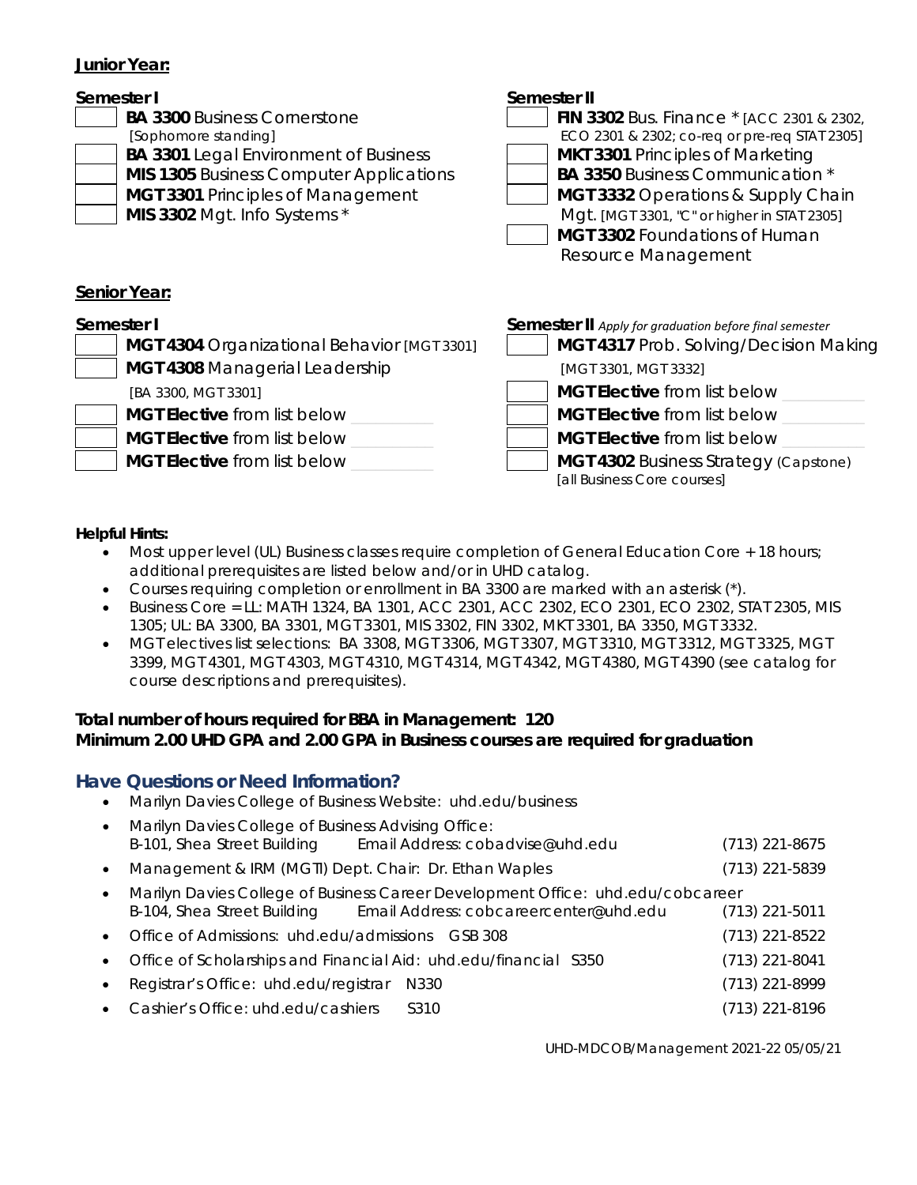## Junior Year:

### Semester I

- [ ] **BA 3300** Business Cornerstone [Sophomore standing]
- [ ] **BA 3301** Legal Environment of Business
- [ ] **MIS 1305** Business Computer Applications
- [ ] **MGT 3301** Principles of Management
- [ ] **MIS 3302** Mgt. Info Systems *

### Semester II

- [ ] **FIN 3302** Bus. Finance * [ACC 2301 & 2302, ECO 2301 & 2302; co-req or pre-req STAT 2305]
- [ ] **MKT 3301** Principles of Marketing
- [ ] **BA 3350** Business Communication *
- [ ] **MGT 3332** Operations & Supply Chain Mgt. [MGT 3301, "C" or higher in STAT 2305]
- [ ] **MGT 3302** Foundations of Human Resource Management

## Senior Year:

### Semester I

- [ ] **MGT 4304** Organizational Behavior [MGT 3301]
- [ ] **MGT 4308** Managerial Leadership [BA 3300, MGT 3301]
- [ ] **MGT Elective** from list below ________
- [ ] **MGT Elective** from list below ________
- [ ] **MGT Elective** from list below ________

### Semester II *Apply for graduation before final semester*

- [ ] **MGT 4317** Prob. Solving/Decision Making [MGT 3301, MGT 3332]
- [ ] **MGT Elective** from list below ________
- [ ] **MGT Elective** from list below ________
- [ ] **MGT Elective** from list below ________
- [ ] **MGT 4302** Business Strategy (Capstone) [all Business Core courses]

**Helpful Hints:**

- Most upper level (UL) Business classes require completion of General Education Core + 18 hours; additional prerequisites are listed below and/or in UHD catalog.
- Courses requiring completion or enrollment in BA 3300 are marked with an asterisk (*).
- Business Core = LL: MATH 1324, BA 1301, ACC 2301, ACC 2302, ECO 2301, ECO 2302, STAT 2305, MIS 1305; UL: BA 3300, BA 3301, MGT 3301, MIS 3302, FIN 3302, MKT 3301, BA 3350, MGT 3332.
- MGT electives list selections: BA 3308, MGT 3306, MGT 3307, MGT 3310, MGT 3312, MGT 3325, MGT 3399, MGT 4301, MGT 4303, MGT 4310, MGT 4314, MGT 4342, MGT 4380, MGT 4390 (see catalog for course descriptions and prerequisites).

**Total number of hours required for BBA in Management: 120**
**Minimum 2.00 UHD GPA and 2.00 GPA in Business courses are required for graduation**

## Have Questions or Need Information?

- Marilyn Davies College of Business Website: uhd.edu/business
- Marilyn Davies College of Business Advising Office:
  B-101, Shea Street Building — Email Address: cobadvise@uhd.edu — (713) 221-8675
- Management & IRM (MGTI) Dept. Chair: Dr. Ethan Waples — (713) 221-5839
- Marilyn Davies College of Business Career Development Office: uhd.edu/cobcareer
  B-104, Shea Street Building — Email Address: cobcareercenter@uhd.edu — (713) 221-5011
- Office of Admissions: uhd.edu/admissions GSB 308 — (713) 221-8522
- Office of Scholarships and Financial Aid: uhd.edu/financial S350 — (713) 221-8041
- Registrar's Office: uhd.edu/registrar N330 — (713) 221-8999
- Cashier's Office: uhd.edu/cashiers S310 — (713) 221-8196

UHD-MDCOB/Management 2021-22 05/05/21